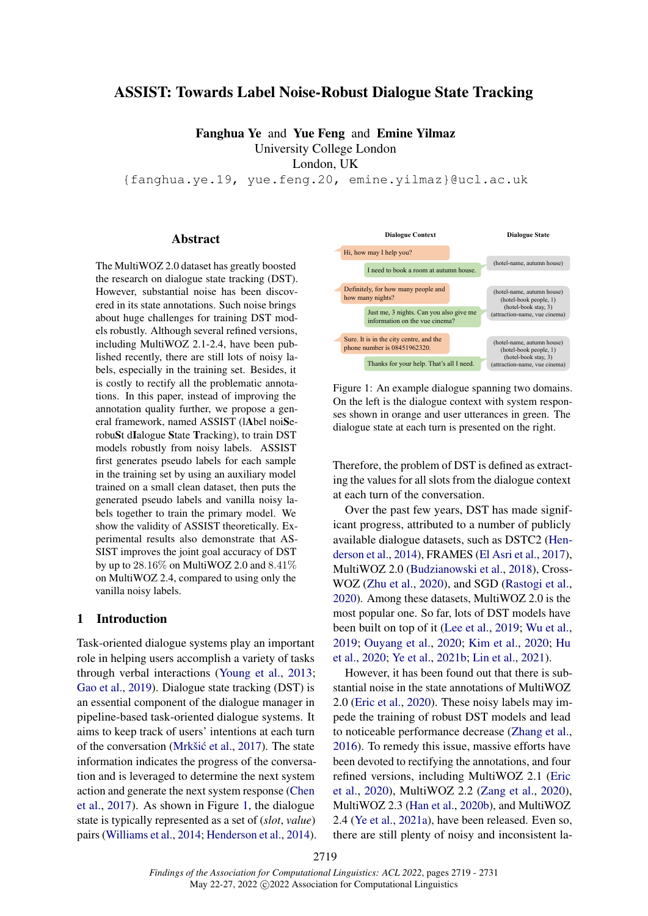# ASSIST: Towards Label Noise-Robust Dialogue State Tracking

**Fanghua Ye** and **Yue Feng** and **Emine Yilmaz**
University College London
London, UK
{fanghua.ye.19, yue.feng.20, emine.yilmaz}@ucl.ac.uk

## Abstract

The MultiWOZ 2.0 dataset has greatly boosted the research on dialogue state tracking (DST). However, substantial noise has been discovered in its state annotations. Such noise brings about huge challenges for training DST models robustly. Although several refined versions, including MultiWOZ 2.1-2.4, have been published recently, there are still lots of noisy labels, especially in the training set. Besides, it is costly to rectify all the problematic annotations. In this paper, instead of improving the annotation quality further, we propose a general framework, named ASSIST (lAbel noiSe-robuSt dIalogue State Tracking), to train DST models robustly from noisy labels. ASSIST first generates pseudo labels for each sample in the training set by using an auxiliary model trained on a small clean dataset, then puts the generated pseudo labels and vanilla noisy labels together to train the primary model. We show the validity of ASSIST theoretically. Experimental results also demonstrate that ASSIST improves the joint goal accuracy of DST by up to 28.16% on MultiWOZ 2.0 and 8.41% on MultiWOZ 2.4, compared to using only the vanilla noisy labels.

## 1 Introduction

Task-oriented dialogue systems play an important role in helping users accomplish a variety of tasks through verbal interactions (Young et al., 2013; Gao et al., 2019). Dialogue state tracking (DST) is an essential component of the dialogue manager in pipeline-based task-oriented dialogue systems. It aims to keep track of users' intentions at each turn of the conversation (Mrkšić et al., 2017). The state information indicates the progress of the conversation and is leveraged to determine the next system action and generate the next system response (Chen et al., 2017). As shown in Figure 1, the dialogue state is typically represented as a set of (*slot*, *value*) pairs (Williams et al., 2014; Henderson et al., 2014).

| Dialogue Context | Dialogue State |
|---|---|
| Hi, how may I help you? | |
| I need to book a room at autumn house. | (hotel-name, autumn house) |
| Definitely, for how many people and how many nights? | |
| Just me, 3 nights. Can you also give me information on the vue cinema? | (hotel-name, autumn house) (hotel-book people, 1) (hotel-book stay, 3) (attraction-name, vue cinema) |
| Sure. It is in the city centre, and the phone number is 08451962320. | |
| Thanks for your help. That's all I need. | (hotel-name, autumn house) (hotel-book people, 1) (hotel-book stay, 3) (attraction-name, vue cinema) |

Figure 1: An example dialogue spanning two domains. On the left is the dialogue context with system responses shown in orange and user utterances in green. The dialogue state at each turn is presented on the right.

Therefore, the problem of DST is defined as extracting the values for all slots from the dialogue context at each turn of the conversation.

Over the past few years, DST has made significant progress, attributed to a number of publicly available dialogue datasets, such as DSTC2 (Henderson et al., 2014), FRAMES (El Asri et al., 2017), MultiWOZ 2.0 (Budzianowski et al., 2018), CrossWOZ (Zhu et al., 2020), and SGD (Rastogi et al., 2020). Among these datasets, MultiWOZ 2.0 is the most popular one. So far, lots of DST models have been built on top of it (Lee et al., 2019; Wu et al., 2019; Ouyang et al., 2020; Kim et al., 2020; Hu et al., 2020; Ye et al., 2021b; Lin et al., 2021).

However, it has been found out that there is substantial noise in the state annotations of MultiWOZ 2.0 (Eric et al., 2020). These noisy labels may impede the training of robust DST models and lead to noticeable performance decrease (Zhang et al., 2016). To remedy this issue, massive efforts have been devoted to rectifying the annotations, and four refined versions, including MultiWOZ 2.1 (Eric et al., 2020), MultiWOZ 2.2 (Zang et al., 2020), MultiWOZ 2.3 (Han et al., 2020b), and MultiWOZ 2.4 (Ye et al., 2021a), have been released. Even so, there are still plenty of noisy and inconsistent la-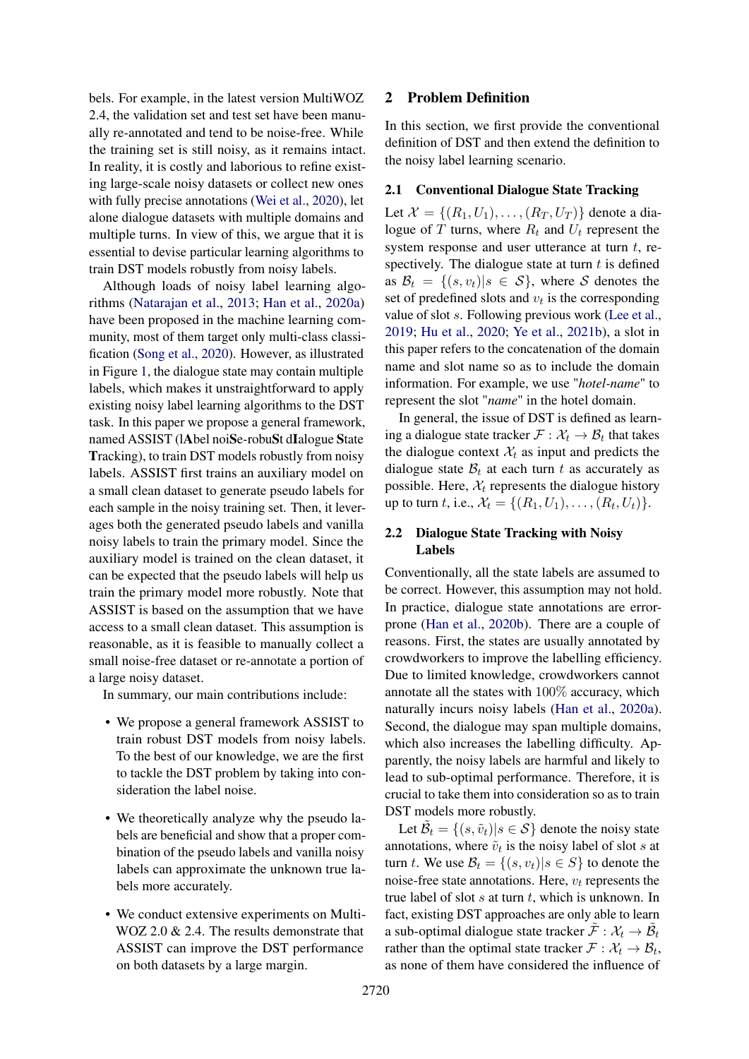bels. For example, in the latest version MultiWOZ 2.4, the validation set and test set have been manually re-annotated and tend to be noise-free. While the training set is still noisy, as it remains intact. In reality, it is costly and laborious to refine existing large-scale noisy datasets or collect new ones with fully precise annotations (Wei et al., 2020), let alone dialogue datasets with multiple domains and multiple turns. In view of this, we argue that it is essential to devise particular learning algorithms to train DST models robustly from noisy labels.

Although loads of noisy label learning algorithms (Natarajan et al., 2013; Han et al., 2020a) have been proposed in the machine learning community, most of them target only multi-class classification (Song et al., 2020). However, as illustrated in Figure 1, the dialogue state may contain multiple labels, which makes it unstraightforward to apply existing noisy label learning algorithms to the DST task. In this paper we propose a general framework, named ASSIST (l**A**bel noi**S**e-robu**S**t d**I**alogue **S**tate **T**racking), to train DST models robustly from noisy labels. ASSIST first trains an auxiliary model on a small clean dataset to generate pseudo labels for each sample in the noisy training set. Then, it leverages both the generated pseudo labels and vanilla noisy labels to train the primary model. Since the auxiliary model is trained on the clean dataset, it can be expected that the pseudo labels will help us train the primary model more robustly. Note that ASSIST is based on the assumption that we have access to a small clean dataset. This assumption is reasonable, as it is feasible to manually collect a small noise-free dataset or re-annotate a portion of a large noisy dataset.

In summary, our main contributions include:

- We propose a general framework ASSIST to train robust DST models from noisy labels. To the best of our knowledge, we are the first to tackle the DST problem by taking into consideration the label noise.
- We theoretically analyze why the pseudo labels are beneficial and show that a proper combination of the pseudo labels and vanilla noisy labels can approximate the unknown true labels more accurately.
- We conduct extensive experiments on MultiWOZ 2.0 & 2.4. The results demonstrate that ASSIST can improve the DST performance on both datasets by a large margin.

## 2 Problem Definition

In this section, we first provide the conventional definition of DST and then extend the definition to the noisy label learning scenario.

### 2.1 Conventional Dialogue State Tracking

Let $\mathcal{X} = \{(R_1, U_1), \ldots, (R_T, U_T)\}$ denote a dialogue of $T$ turns, where $R_t$ and $U_t$ represent the system response and user utterance at turn $t$, respectively. The dialogue state at turn $t$ is defined as $\mathcal{B}_t = \{(s, v_t) | s \in \mathcal{S}\}$, where $\mathcal{S}$ denotes the set of predefined slots and $v_t$ is the corresponding value of slot $s$. Following previous work (Lee et al., 2019; Hu et al., 2020; Ye et al., 2021b), a slot in this paper refers to the concatenation of the domain name and slot name so as to include the domain information. For example, we use "*hotel-name*" to represent the slot "*name*" in the hotel domain.

In general, the issue of DST is defined as learning a dialogue state tracker $\mathcal{F} : \mathcal{X}_t \rightarrow \mathcal{B}_t$ that takes the dialogue context $\mathcal{X}_t$ as input and predicts the dialogue state $\mathcal{B}_t$ at each turn $t$ as accurately as possible. Here, $\mathcal{X}_t$ represents the dialogue history up to turn $t$, i.e., $\mathcal{X}_t = \{(R_1, U_1), \ldots, (R_t, U_t)\}$.

### 2.2 Dialogue State Tracking with Noisy Labels

Conventionally, all the state labels are assumed to be correct. However, this assumption may not hold. In practice, dialogue state annotations are error-prone (Han et al., 2020b). There are a couple of reasons. First, the states are usually annotated by crowdworkers to improve the labelling efficiency. Due to limited knowledge, crowdworkers cannot annotate all the states with 100% accuracy, which naturally incurs noisy labels (Han et al., 2020a). Second, the dialogue may span multiple domains, which also increases the labelling difficulty. Apparently, the noisy labels are harmful and likely to lead to sub-optimal performance. Therefore, it is crucial to take them into consideration so as to train DST models more robustly.

Let $\tilde{\mathcal{B}}_t = \{(s, \tilde{v}_t) | s \in \mathcal{S}\}$ denote the noisy state annotations, where $\tilde{v}_t$ is the noisy label of slot $s$ at turn $t$. We use $\mathcal{B}_t = \{(s, v_t) | s \in S\}$ to denote the noise-free state annotations. Here, $v_t$ represents the true label of slot $s$ at turn $t$, which is unknown. In fact, existing DST approaches are only able to learn a sub-optimal dialogue state tracker $\tilde{\mathcal{F}} : \mathcal{X}_t \rightarrow \tilde{\mathcal{B}}_t$ rather than the optimal state tracker $\mathcal{F} : \mathcal{X}_t \rightarrow \mathcal{B}_t$, as none of them have considered the influence of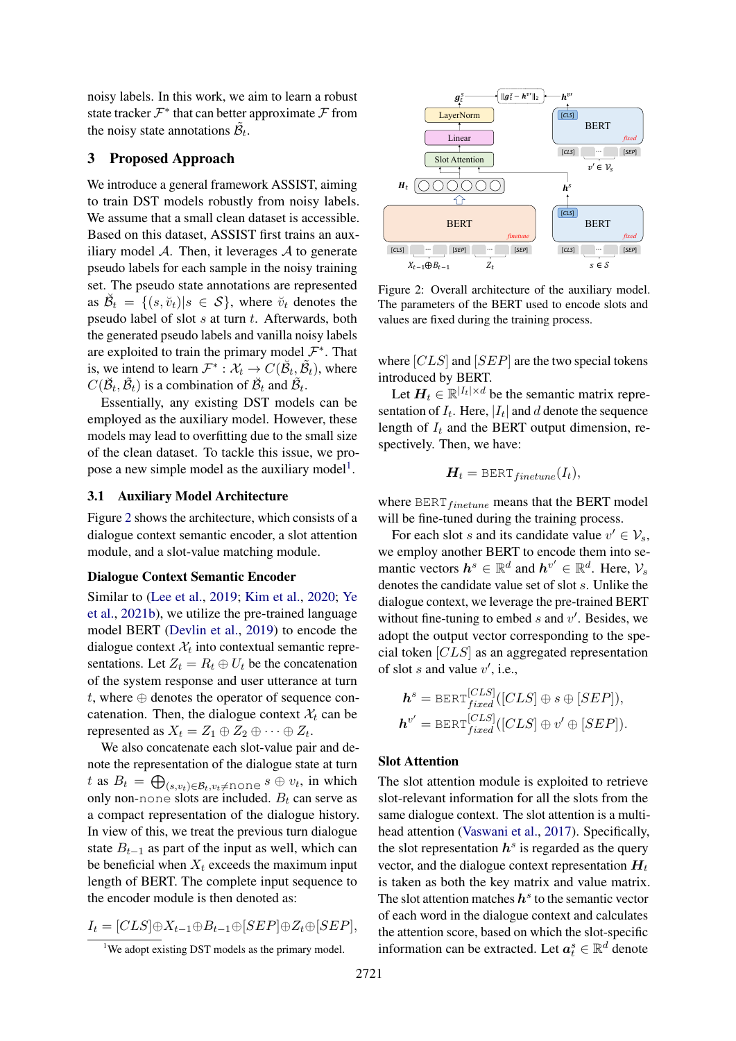noisy labels. In this work, we aim to learn a robust state tracker $\mathcal{F}^*$ that can better approximate $\mathcal{F}$ from the noisy state annotations $\tilde{\mathcal{B}}_t$.

## 3 Proposed Approach

We introduce a general framework ASSIST, aiming to train DST models robustly from noisy labels. We assume that a small clean dataset is accessible. Based on this dataset, ASSIST first trains an auxiliary model $\mathcal{A}$. Then, it leverages $\mathcal{A}$ to generate pseudo labels for each sample in the noisy training set. The pseudo state annotations are represented as $\breve{\mathcal{B}}_t = \{(s, \breve{v}_t)|s \in \mathcal{S}\}$, where $\breve{v}_t$ denotes the pseudo label of slot $s$ at turn $t$. Afterwards, both the generated pseudo labels and vanilla noisy labels are exploited to train the primary model $\mathcal{F}^*$. That is, we intend to learn $\mathcal{F}^* : \mathcal{X}_t \rightarrow C(\breve{\mathcal{B}}_t, \tilde{\mathcal{B}}_t)$, where $C(\breve{\mathcal{B}}_t, \tilde{\mathcal{B}}_t)$ is a combination of $\breve{\mathcal{B}}_t$ and $\tilde{\mathcal{B}}_t$.

Essentially, any existing DST models can be employed as the auxiliary model. However, these models may lead to overfitting due to the small size of the clean dataset. To tackle this issue, we propose a new simple model as the auxiliary model[1].

### 3.1 Auxiliary Model Architecture

Figure 2 shows the architecture, which consists of a dialogue context semantic encoder, a slot attention module, and a slot-value matching module.

**Dialogue Context Semantic Encoder**

Similar to (Lee et al., 2019; Kim et al., 2020; Ye et al., 2021b), we utilize the pre-trained language model BERT (Devlin et al., 2019) to encode the dialogue context $\mathcal{X}_t$ into contextual semantic representations. Let $Z_t = R_t \oplus U_t$ be the concatenation of the system response and user utterance at turn $t$, where $\oplus$ denotes the operator of sequence concatenation. Then, the dialogue context $\mathcal{X}_t$ can be represented as $X_t = Z_1 \oplus Z_2 \oplus \cdots \oplus Z_t$.

We also concatenate each slot-value pair and denote the representation of the dialogue state at turn $t$ as $B_t = \bigoplus_{(s,v_t)\in\mathcal{B}_t, v_t \neq \texttt{none}} s \oplus v_t$, in which only non-none slots are included. $B_t$ can serve as a compact representation of the dialogue history. In view of this, we treat the previous turn dialogue state $B_{t-1}$ as part of the input as well, which can be beneficial when $X_t$ exceeds the maximum input length of BERT. The complete input sequence to the encoder module is then denoted as:

$$I_t = [CLS] \oplus X_{t-1} \oplus B_{t-1} \oplus [SEP] \oplus Z_t \oplus [SEP],$$

[1]We adopt existing DST models as the primary model.

Figure 2: Overall architecture of the auxiliary model. The parameters of the BERT used to encode slots and values are fixed during the training process.

where $[CLS]$ and $[SEP]$ are the two special tokens introduced by BERT.

Let $\boldsymbol{H}_t \in \mathbb{R}^{|I_t|\times d}$ be the semantic matrix representation of $I_t$. Here, $|I_t|$ and $d$ denote the sequence length of $I_t$ and the BERT output dimension, respectively. Then, we have:

$$\boldsymbol{H}_t = \texttt{BERT}_{finetune}(I_t),$$

where $\texttt{BERT}_{finetune}$ means that the BERT model will be fine-tuned during the training process.

For each slot $s$ and its candidate value $v' \in \mathcal{V}_s$, we employ another BERT to encode them into semantic vectors $\boldsymbol{h}^s \in \mathbb{R}^d$ and $\boldsymbol{h}^{v'} \in \mathbb{R}^d$. Here, $\mathcal{V}_s$ denotes the candidate value set of slot $s$. Unlike the dialogue context, we leverage the pre-trained BERT without fine-tuning to embed $s$ and $v'$. Besides, we adopt the output vector corresponding to the special token $[CLS]$ as an aggregated representation of slot $s$ and value $v'$, i.e.,

$$\boldsymbol{h}^s = \texttt{BERT}^{[CLS]}_{fixed}([CLS] \oplus s \oplus [SEP]),$$
$$\boldsymbol{h}^{v'} = \texttt{BERT}^{[CLS]}_{fixed}([CLS] \oplus v' \oplus [SEP]).$$

**Slot Attention**

The slot attention module is exploited to retrieve slot-relevant information for all the slots from the same dialogue context. The slot attention is a multi-head attention (Vaswani et al., 2017). Specifically, the slot representation $\boldsymbol{h}^s$ is regarded as the query vector, and the dialogue context representation $\boldsymbol{H}_t$ is taken as both the key matrix and value matrix. The slot attention matches $\boldsymbol{h}^s$ to the semantic vector of each word in the dialogue context and calculates the attention score, based on which the slot-specific information can be extracted. Let $\boldsymbol{a}^s_t \in \mathbb{R}^d$ denote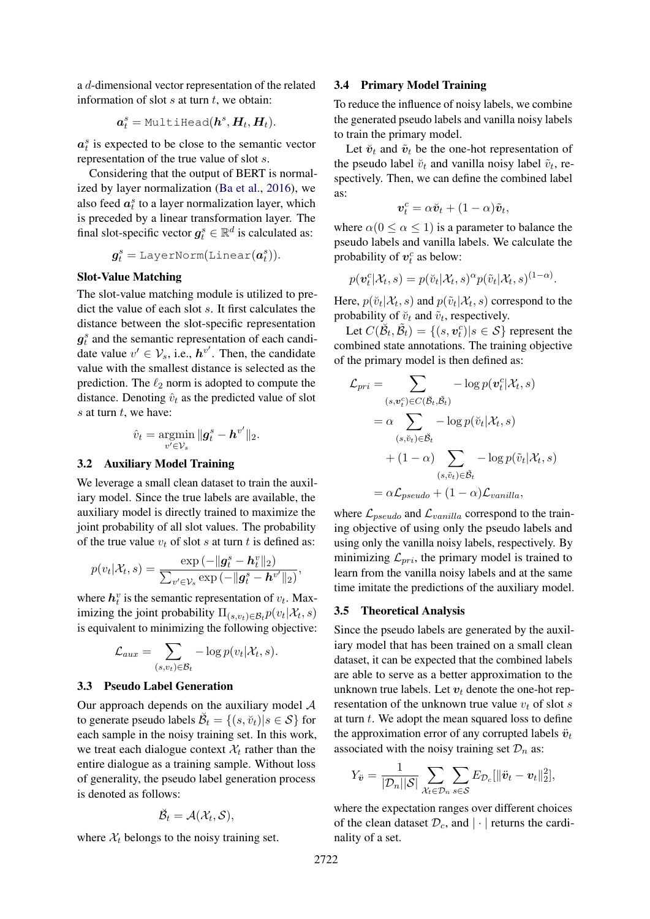a $d$-dimensional vector representation of the related information of slot $s$ at turn $t$, we obtain:

$$\boldsymbol{a}_t^s = \texttt{MultiHead}(\boldsymbol{h}^s, \boldsymbol{H}_t, \boldsymbol{H}_t).$$

$\boldsymbol{a}_t^s$ is expected to be close to the semantic vector representation of the true value of slot $s$.

Considering that the output of BERT is normalized by layer normalization (Ba et al., 2016), we also feed $\boldsymbol{a}_t^s$ to a layer normalization layer, which is preceded by a linear transformation layer. The final slot-specific vector $\boldsymbol{g}_t^s \in \mathbb{R}^d$ is calculated as:

$$\boldsymbol{g}_t^s = \texttt{LayerNorm}(\texttt{Linear}(\boldsymbol{a}_t^s)).$$

**Slot-Value Matching**

The slot-value matching module is utilized to predict the value of each slot $s$. It first calculates the distance between the slot-specific representation $\boldsymbol{g}_t^s$ and the semantic representation of each candidate value $v' \in \mathcal{V}_s$, i.e., $\boldsymbol{h}^{v'}$. Then, the candidate value with the smallest distance is selected as the prediction. The $\ell_2$ norm is adopted to compute the distance. Denoting $\hat{v}_t$ as the predicted value of slot $s$ at turn $t$, we have:

$$\hat{v}_t = \operatorname*{argmin}_{v' \in \mathcal{V}_s} \|\boldsymbol{g}_t^s - \boldsymbol{h}^{v'}\|_2.$$

### 3.2 Auxiliary Model Training

We leverage a small clean dataset to train the auxiliary model. Since the true labels are available, the auxiliary model is directly trained to maximize the joint probability of all slot values. The probability of the true value $v_t$ of slot $s$ at turn $t$ is defined as:

$$p(v_t|\mathcal{X}_t, s) = \frac{\exp\left(-\|\boldsymbol{g}_t^s - \boldsymbol{h}_t^v\|_2\right)}{\sum_{v' \in \mathcal{V}_s} \exp\left(-\|\boldsymbol{g}_t^s - \boldsymbol{h}^{v'}\|_2\right)},$$

where $\boldsymbol{h}_t^v$ is the semantic representation of $v_t$. Maximizing the joint probability $\Pi_{(s,v_t)\in\mathcal{B}_t} p(v_t|\mathcal{X}_t, s)$ is equivalent to minimizing the following objective:

$$\mathcal{L}_{aux} = \sum_{(s,v_t)\in\mathcal{B}_t} -\log p(v_t|\mathcal{X}_t, s).$$

### 3.3 Pseudo Label Generation

Our approach depends on the auxiliary model $\mathcal{A}$ to generate pseudo labels $\breve{\mathcal{B}}_t = \{(s, \breve{v}_t)|s \in \mathcal{S}\}$ for each sample in the noisy training set. In this work, we treat each dialogue context $\mathcal{X}_t$ rather than the entire dialogue as a training sample. Without loss of generality, the pseudo label generation process is denoted as follows:

$$\breve{\mathcal{B}}_t = \mathcal{A}(\mathcal{X}_t, \mathcal{S}),$$

where $\mathcal{X}_t$ belongs to the noisy training set.

### 3.4 Primary Model Training

To reduce the influence of noisy labels, we combine the generated pseudo labels and vanilla noisy labels to train the primary model.

Let $\breve{\boldsymbol{v}}_t$ and $\tilde{\boldsymbol{v}}_t$ be the one-hot representation of the pseudo label $\breve{v}_t$ and vanilla noisy label $\tilde{v}_t$, respectively. Then, we can define the combined label as:

$$\boldsymbol{v}_t^c = \alpha\breve{\boldsymbol{v}}_t + (1-\alpha)\tilde{\boldsymbol{v}}_t,$$

where $\alpha (0 \leq \alpha \leq 1)$ is a parameter to balance the pseudo labels and vanilla labels. We calculate the probability of $\boldsymbol{v}_t^c$ as below:

$$p(\boldsymbol{v}_t^c|\mathcal{X}_t, s) = p(\breve{v}_t|\mathcal{X}_t, s)^{\alpha} p(\tilde{v}_t|\mathcal{X}_t, s)^{(1-\alpha)}.$$

Here, $p(\breve{v}_t|\mathcal{X}_t, s)$ and $p(\tilde{v}_t|\mathcal{X}_t, s)$ correspond to the probability of $\breve{v}_t$ and $\tilde{v}_t$, respectively.

Let $C(\breve{\mathcal{B}}_t, \tilde{\mathcal{B}}_t) = \{(s, \boldsymbol{v}_t^c)|s \in \mathcal{S}\}$ represent the combined state annotations. The training objective of the primary model is then defined as:

$$\begin{aligned}
\mathcal{L}_{pri} &= \sum_{(s,\boldsymbol{v}_t^c)\in C(\breve{\mathcal{B}}_t, \tilde{\mathcal{B}}_t)} -\log p(\boldsymbol{v}_t^c|\mathcal{X}_t, s) \\
&= \alpha \sum_{(s,\breve{v}_t)\in\breve{\mathcal{B}}_t} -\log p(\breve{v}_t|\mathcal{X}_t, s) \\
&\quad + (1-\alpha) \sum_{(s,\tilde{v}_t)\in\tilde{\mathcal{B}}_t} -\log p(\tilde{v}_t|\mathcal{X}_t, s) \\
&= \alpha\mathcal{L}_{pseudo} + (1-\alpha)\mathcal{L}_{vanilla},
\end{aligned}$$

where $\mathcal{L}_{pseudo}$ and $\mathcal{L}_{vanilla}$ correspond to the training objective of using only the pseudo labels and using only the vanilla noisy labels, respectively. By minimizing $\mathcal{L}_{pri}$, the primary model is trained to learn from the vanilla noisy labels and at the same time imitate the predictions of the auxiliary model.

### 3.5 Theoretical Analysis

Since the pseudo labels are generated by the auxiliary model that has been trained on a small clean dataset, it can be expected that the combined labels are able to serve as a better approximation to the unknown true labels. Let $\boldsymbol{v}_t$ denote the one-hot representation of the unknown true value $v_t$ of slot $s$ at turn $t$. We adopt the mean squared loss to define the approximation error of any corrupted labels $\ddot{\boldsymbol{v}}_t$ associated with the noisy training set $\mathcal{D}_n$ as:

$$Y_{\ddot{\boldsymbol{v}}} = \frac{1}{|\mathcal{D}_n||\mathcal{S}|} \sum_{\mathcal{X}_t\in\mathcal{D}_n} \sum_{s\in\mathcal{S}} E_{\mathcal{D}_c}[\|\ddot{\boldsymbol{v}}_t - \boldsymbol{v}_t\|_2^2],$$

where the expectation ranges over different choices of the clean dataset $\mathcal{D}_c$, and $|\cdot|$ returns the cardinality of a set.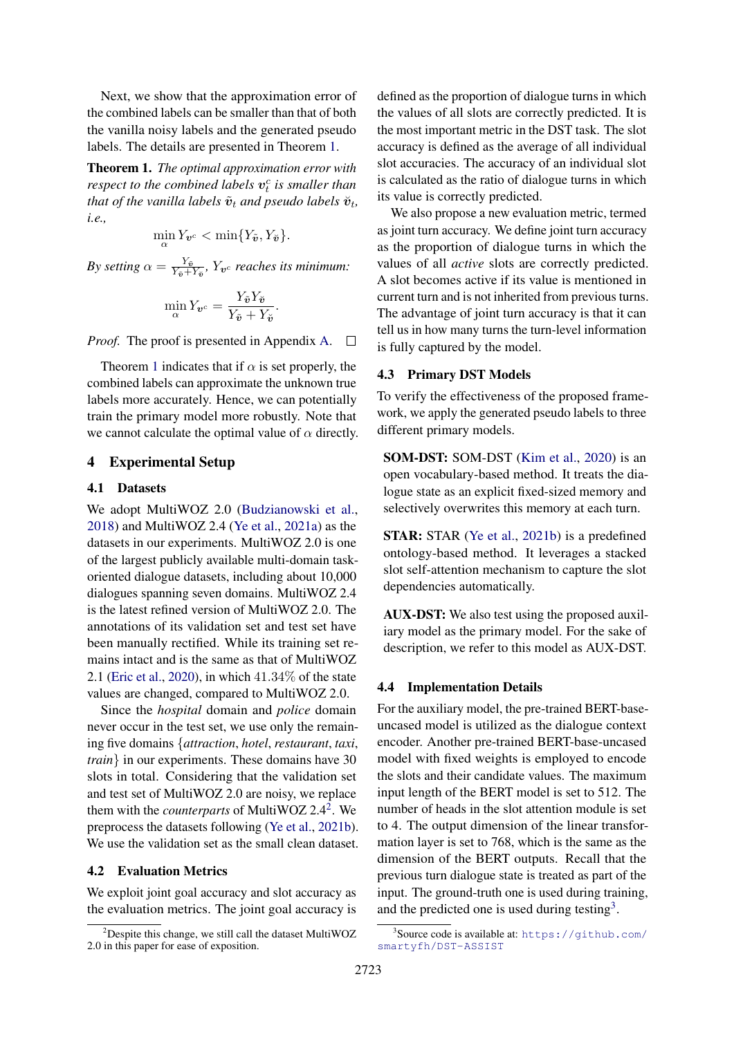Next, we show that the approximation error of the combined labels can be smaller than that of both the vanilla noisy labels and the generated pseudo labels. The details are presented in Theorem 1.

**Theorem 1.** *The optimal approximation error with respect to the combined labels $\boldsymbol{v}_t^c$ is smaller than that of the vanilla labels $\tilde{\boldsymbol{v}}_t$ and pseudo labels $\breve{\boldsymbol{v}}_t$, i.e.,*

$$\min_{\alpha} Y_{\boldsymbol{v}^c} < \min\{Y_{\tilde{\boldsymbol{v}}}, Y_{\breve{\boldsymbol{v}}}\}.$$

*By setting $\alpha = \frac{Y_{\breve{\boldsymbol{v}}}}{Y_{\tilde{\boldsymbol{v}}}+Y_{\breve{\boldsymbol{v}}}}$, $Y_{\boldsymbol{v}^c}$ reaches its minimum:*

$$\min_{\alpha} Y_{\boldsymbol{v}^c} = \frac{Y_{\tilde{\boldsymbol{v}}} Y_{\breve{\boldsymbol{v}}}}{Y_{\tilde{\boldsymbol{v}}} + Y_{\breve{\boldsymbol{v}}}}.$$

*Proof.* The proof is presented in Appendix A. □

Theorem 1 indicates that if $\alpha$ is set properly, the combined labels can approximate the unknown true labels more accurately. Hence, we can potentially train the primary model more robustly. Note that we cannot calculate the optimal value of $\alpha$ directly.

## 4 Experimental Setup

### 4.1 Datasets

We adopt MultiWOZ 2.0 (Budzianowski et al., 2018) and MultiWOZ 2.4 (Ye et al., 2021a) as the datasets in our experiments. MultiWOZ 2.0 is one of the largest publicly available multi-domain task-oriented dialogue datasets, including about 10,000 dialogues spanning seven domains. MultiWOZ 2.4 is the latest refined version of MultiWOZ 2.0. The annotations of its validation set and test set have been manually rectified. While its training set remains intact and is the same as that of MultiWOZ 2.1 (Eric et al., 2020), in which 41.34% of the state values are changed, compared to MultiWOZ 2.0.

Since the *hospital* domain and *police* domain never occur in the test set, we use only the remaining five domains {*attraction*, *hotel*, *restaurant*, *taxi*, *train*} in our experiments. These domains have 30 slots in total. Considering that the validation set and test set of MultiWOZ 2.0 are noisy, we replace them with the *counterparts* of MultiWOZ 2.4[2]. We preprocess the datasets following (Ye et al., 2021b). We use the validation set as the small clean dataset.

### 4.2 Evaluation Metrics

We exploit joint goal accuracy and slot accuracy as the evaluation metrics. The joint goal accuracy is defined as the proportion of dialogue turns in which the values of all slots are correctly predicted. It is the most important metric in the DST task. The slot accuracy is defined as the average of all individual slot accuracies. The accuracy of an individual slot is calculated as the ratio of dialogue turns in which its value is correctly predicted.

We also propose a new evaluation metric, termed as joint turn accuracy. We define joint turn accuracy as the proportion of dialogue turns in which the values of all *active* slots are correctly predicted. A slot becomes active if its value is mentioned in current turn and is not inherited from previous turns. The advantage of joint turn accuracy is that it can tell us in how many turns the turn-level information is fully captured by the model.

### 4.3 Primary DST Models

To verify the effectiveness of the proposed framework, we apply the generated pseudo labels to three different primary models.

**SOM-DST:** SOM-DST (Kim et al., 2020) is an open vocabulary-based method. It treats the dialogue state as an explicit fixed-sized memory and selectively overwrites this memory at each turn.

**STAR:** STAR (Ye et al., 2021b) is a predefined ontology-based method. It leverages a stacked slot self-attention mechanism to capture the slot dependencies automatically.

**AUX-DST:** We also test using the proposed auxiliary model as the primary model. For the sake of description, we refer to this model as AUX-DST.

### 4.4 Implementation Details

For the auxiliary model, the pre-trained BERT-base-uncased model is utilized as the dialogue context encoder. Another pre-trained BERT-base-uncased model with fixed weights is employed to encode the slots and their candidate values. The maximum input length of the BERT model is set to 512. The number of heads in the slot attention module is set to 4. The output dimension of the linear transformation layer is set to 768, which is the same as the dimension of the BERT outputs. Recall that the previous turn dialogue state is treated as part of the input. The ground-truth one is used during training, and the predicted one is used during testing[3].

[2]Despite this change, we still call the dataset MultiWOZ 2.0 in this paper for ease of exposition.

[3]Source code is available at: https://github.com/smartyfh/DST-ASSIST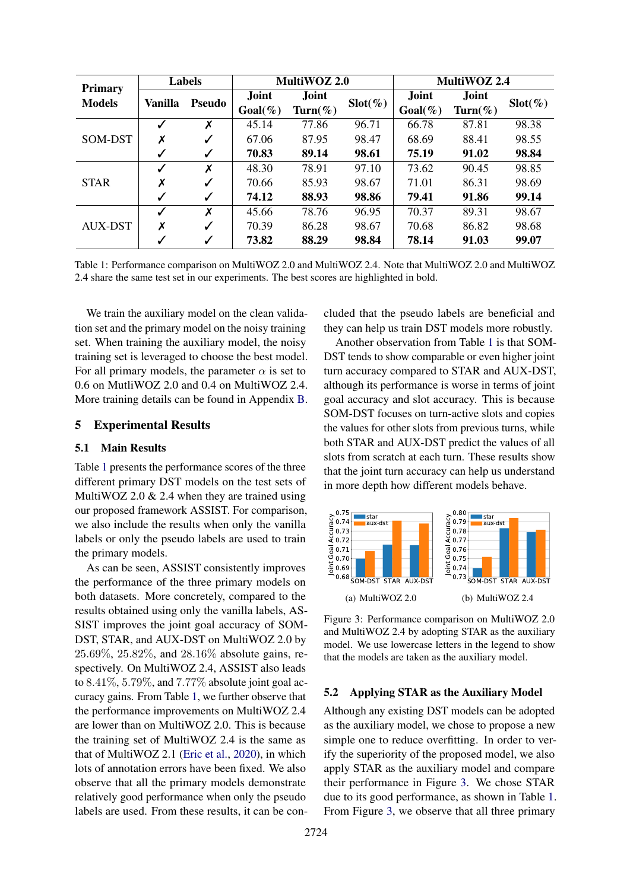| Primary Models | Labels | | MultiWOZ 2.0 | | | MultiWOZ 2.4 | | |
|---|---|---|---|---|---|---|---|---|
| | Vanilla | Pseudo | Joint Goal(%) | Joint Turn(%) | Slot(%) | Joint Goal(%) | Joint Turn(%) | Slot(%) |
| SOM-DST | ✓ | ✗ | 45.14 | 77.86 | 96.71 | 66.78 | 87.81 | 98.38 |
| | ✗ | ✓ | 67.06 | 87.95 | 98.47 | 68.69 | 88.41 | 98.55 |
| | ✓ | ✓ | **70.83** | **89.14** | **98.61** | **75.19** | **91.02** | **98.84** |
| STAR | ✓ | ✗ | 48.30 | 78.91 | 97.10 | 73.62 | 90.45 | 98.85 |
| | ✗ | ✓ | 70.66 | 85.93 | 98.67 | 71.01 | 86.31 | 98.69 |
| | ✓ | ✓ | **74.12** | **88.93** | **98.86** | **79.41** | **91.86** | **99.14** |
| AUX-DST | ✓ | ✗ | 45.66 | 78.76 | 96.95 | 70.37 | 89.31 | 98.67 |
| | ✗ | ✓ | 70.39 | 86.28 | 98.67 | 70.68 | 86.82 | 98.68 |
| | ✓ | ✓ | **73.82** | **88.29** | **98.84** | **78.14** | **91.03** | **99.07** |

Table 1: Performance comparison on MultiWOZ 2.0 and MultiWOZ 2.4. Note that MultiWOZ 2.0 and MultiWOZ 2.4 share the same test set in our experiments. The best scores are highlighted in bold.

We train the auxiliary model on the clean validation set and the primary model on the noisy training set. When training the auxiliary model, the noisy training set is leveraged to choose the best model. For all primary models, the parameter $\alpha$ is set to 0.6 on MutliWOZ 2.0 and 0.4 on MultiWOZ 2.4. More training details can be found in Appendix B.

## 5 Experimental Results

### 5.1 Main Results

Table 1 presents the performance scores of the three different primary DST models on the test sets of MultiWOZ 2.0 & 2.4 when they are trained using our proposed framework ASSIST. For comparison, we also include the results when only the vanilla labels or only the pseudo labels are used to train the primary models.

As can be seen, ASSIST consistently improves the performance of the three primary models on both datasets. More concretely, compared to the results obtained using only the vanilla labels, ASSIST improves the joint goal accuracy of SOM-DST, STAR, and AUX-DST on MultiWOZ 2.0 by $25.69\%$, $25.82\%$, and $28.16\%$ absolute gains, respectively. On MultiWOZ 2.4, ASSIST also leads to $8.41\%$, $5.79\%$, and $7.77\%$ absolute joint goal accuracy gains. From Table 1, we further observe that the performance improvements on MultiWOZ 2.4 are lower than on MultiWOZ 2.0. This is because the training set of MultiWOZ 2.4 is the same as that of MultiWOZ 2.1 (Eric et al., 2020), in which lots of annotation errors have been fixed. We also observe that all the primary models demonstrate relatively good performance when only the pseudo labels are used. From these results, it can be concluded that the pseudo labels are beneficial and they can help us train DST models more robustly.

Another observation from Table 1 is that SOM-DST tends to show comparable or even higher joint turn accuracy compared to STAR and AUX-DST, although its performance is worse in terms of joint goal accuracy and slot accuracy. This is because SOM-DST focuses on turn-active slots and copies the values for other slots from previous turns, while both STAR and AUX-DST predict the values of all slots from scratch at each turn. These results show that the joint turn accuracy can help us understand in more depth how different models behave.

(a) MultiWOZ 2.0

(b) MultiWOZ 2.4

Figure 3: Performance comparison on MultiWOZ 2.0 and MultiWOZ 2.4 by adopting STAR as the auxiliary model. We use lowercase letters in the legend to show that the models are taken as the auxiliary model.

### 5.2 Applying STAR as the Auxiliary Model

Although any existing DST models can be adopted as the auxiliary model, we chose to propose a new simple one to reduce overfitting. In order to verify the superiority of the proposed model, we also apply STAR as the auxiliary model and compare their performance in Figure 3. We chose STAR due to its good performance, as shown in Table 1. From Figure 3, we observe that all three primary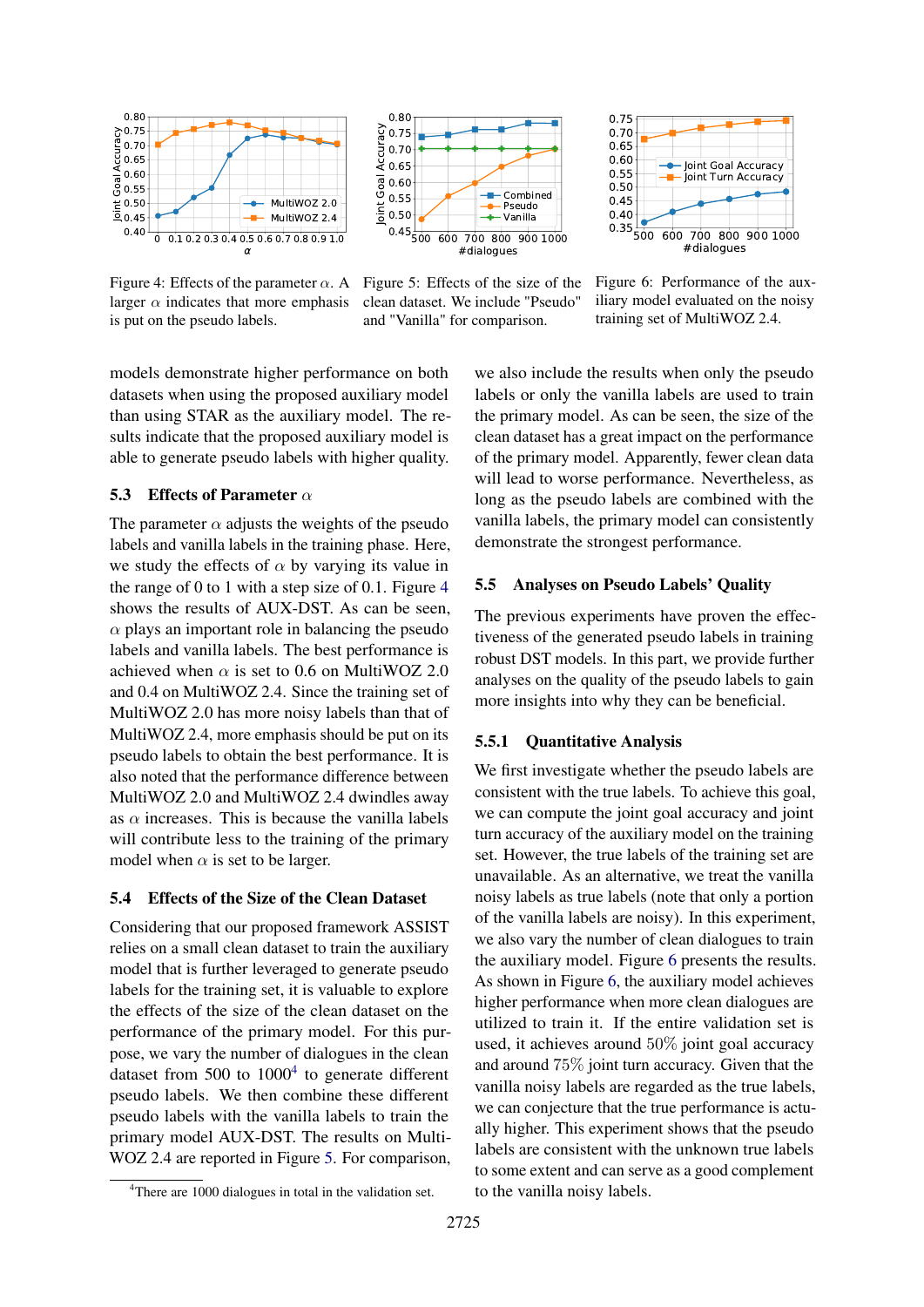Figure 4: Effects of the parameter $\alpha$. A larger $\alpha$ indicates that more emphasis is put on the pseudo labels.

Figure 5: Effects of the size of the clean dataset. We include "Pseudo" and "Vanilla" for comparison.

Figure 6: Performance of the auxiliary model evaluated on the noisy training set of MultiWOZ 2.4.

models demonstrate higher performance on both datasets when using the proposed auxiliary model than using STAR as the auxiliary model. The results indicate that the proposed auxiliary model is able to generate pseudo labels with higher quality.

### 5.3 Effects of Parameter $\alpha$

The parameter $\alpha$ adjusts the weights of the pseudo labels and vanilla labels in the training phase. Here, we study the effects of $\alpha$ by varying its value in the range of 0 to 1 with a step size of 0.1. Figure 4 shows the results of AUX-DST. As can be seen, $\alpha$ plays an important role in balancing the pseudo labels and vanilla labels. The best performance is achieved when $\alpha$ is set to 0.6 on MultiWOZ 2.0 and 0.4 on MultiWOZ 2.4. Since the training set of MultiWOZ 2.0 has more noisy labels than that of MultiWOZ 2.4, more emphasis should be put on its pseudo labels to obtain the best performance. It is also noted that the performance difference between MultiWOZ 2.0 and MultiWOZ 2.4 dwindles away as $\alpha$ increases. This is because the vanilla labels will contribute less to the training of the primary model when $\alpha$ is set to be larger.

### 5.4 Effects of the Size of the Clean Dataset

Considering that our proposed framework ASSIST relies on a small clean dataset to train the auxiliary model that is further leveraged to generate pseudo labels for the training set, it is valuable to explore the effects of the size of the clean dataset on the performance of the primary model. For this purpose, we vary the number of dialogues in the clean dataset from 500 to 1000[4] to generate different pseudo labels. We then combine these different pseudo labels with the vanilla labels to train the primary model AUX-DST. The results on MultiWOZ 2.4 are reported in Figure 5. For comparison, we also include the results when only the pseudo labels or only the vanilla labels are used to train the primary model. As can be seen, the size of the clean dataset has a great impact on the performance of the primary model. Apparently, fewer clean data will lead to worse performance. Nevertheless, as long as the pseudo labels are combined with the vanilla labels, the primary model can consistently demonstrate the strongest performance.

[4]There are 1000 dialogues in total in the validation set.

### 5.5 Analyses on Pseudo Labels' Quality

The previous experiments have proven the effectiveness of the generated pseudo labels in training robust DST models. In this part, we provide further analyses on the quality of the pseudo labels to gain more insights into why they can be beneficial.

#### 5.5.1 Quantitative Analysis

We first investigate whether the pseudo labels are consistent with the true labels. To achieve this goal, we can compute the joint goal accuracy and joint turn accuracy of the auxiliary model on the training set. However, the true labels of the training set are unavailable. As an alternative, we treat the vanilla noisy labels as true labels (note that only a portion of the vanilla labels are noisy). In this experiment, we also vary the number of clean dialogues to train the auxiliary model. Figure 6 presents the results. As shown in Figure 6, the auxiliary model achieves higher performance when more clean dialogues are utilized to train it. If the entire validation set is used, it achieves around 50% joint goal accuracy and around 75% joint turn accuracy. Given that the vanilla noisy labels are regarded as the true labels, we can conjecture that the true performance is actually higher. This experiment shows that the pseudo labels are consistent with the unknown true labels to some extent and can serve as a good complement to the vanilla noisy labels.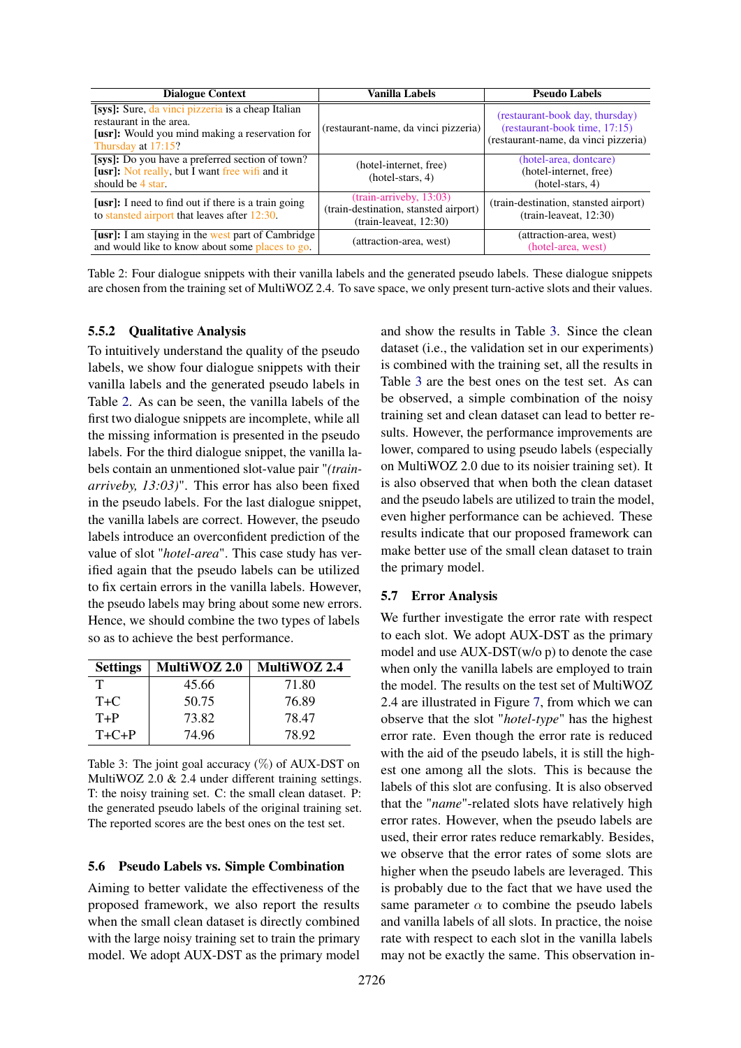| Dialogue Context | Vanilla Labels | Pseudo Labels |
|---|---|---|
| **[sys]:** Sure, da vinci pizzeria is a cheap Italian restaurant in the area. **[usr]:** Would you mind making a reservation for Thursday at 17:15? | (restaurant-name, da vinci pizzeria) | (restaurant-book day, thursday) (restaurant-book time, 17:15) (restaurant-name, da vinci pizzeria) |
| **[sys]:** Do you have a preferred section of town? **[usr]:** Not really, but I want free wifi and it should be 4 star. | (hotel-internet, free) (hotel-stars, 4) | (hotel-area, dontcare) (hotel-internet, free) (hotel-stars, 4) |
| **[usr]:** I need to find out if there is a train going to stansted airport that leaves after 12:30. | (train-arriveby, 13:03) (train-destination, stansted airport) (train-leaveat, 12:30) | (train-destination, stansted airport) (train-leaveat, 12:30) |
| **[usr]:** I am staying in the west part of Cambridge and would like to know about some places to go. | (attraction-area, west) | (attraction-area, west) (hotel-area, west) |

Table 2: Four dialogue snippets with their vanilla labels and the generated pseudo labels. These dialogue snippets are chosen from the training set of MultiWOZ 2.4. To save space, we only present turn-active slots and their values.

### 5.5.2 Qualitative Analysis

To intuitively understand the quality of the pseudo labels, we show four dialogue snippets with their vanilla labels and the generated pseudo labels in Table 2. As can be seen, the vanilla labels of the first two dialogue snippets are incomplete, while all the missing information is presented in the pseudo labels. For the third dialogue snippet, the vanilla labels contain an unmentioned slot-value pair "*(train-arriveby, 13:03)*". This error has also been fixed in the pseudo labels. For the last dialogue snippet, the vanilla labels are correct. However, the pseudo labels introduce an overconfident prediction of the value of slot "*hotel-area*". This case study has verified again that the pseudo labels can be utilized to fix certain errors in the vanilla labels. However, the pseudo labels may bring about some new errors. Hence, we should combine the two types of labels so as to achieve the best performance.

| Settings | MultiWOZ 2.0 | MultiWOZ 2.4 |
|---|---|---|
| T | 45.66 | 71.80 |
| T+C | 50.75 | 76.89 |
| T+P | 73.82 | 78.47 |
| T+C+P | 74.96 | 78.92 |

Table 3: The joint goal accuracy (%) of AUX-DST on MultiWOZ 2.0 & 2.4 under different training settings. T: the noisy training set. C: the small clean dataset. P: the generated pseudo labels of the original training set. The reported scores are the best ones on the test set.

## 5.6 Pseudo Labels vs. Simple Combination

Aiming to better validate the effectiveness of the proposed framework, we also report the results when the small clean dataset is directly combined with the large noisy training set to train the primary model. We adopt AUX-DST as the primary model and show the results in Table 3. Since the clean dataset (i.e., the validation set in our experiments) is combined with the training set, all the results in Table 3 are the best ones on the test set. As can be observed, a simple combination of the noisy training set and clean dataset can lead to better results. However, the performance improvements are lower, compared to using pseudo labels (especially on MultiWOZ 2.0 due to its noisier training set). It is also observed that when both the clean dataset and the pseudo labels are utilized to train the model, even higher performance can be achieved. These results indicate that our proposed framework can make better use of the small clean dataset to train the primary model.

## 5.7 Error Analysis

We further investigate the error rate with respect to each slot. We adopt AUX-DST as the primary model and use AUX-DST(w/o p) to denote the case when only the vanilla labels are employed to train the model. The results on the test set of MultiWOZ 2.4 are illustrated in Figure 7, from which we can observe that the slot "*hotel-type*" has the highest error rate. Even though the error rate is reduced with the aid of the pseudo labels, it is still the highest one among all the slots. This is because the labels of this slot are confusing. It is also observed that the "*name*"-related slots have relatively high error rates. However, when the pseudo labels are used, their error rates reduce remarkably. Besides, we observe that the error rates of some slots are higher when the pseudo labels are leveraged. This is probably due to the fact that we have used the same parameter $\alpha$ to combine the pseudo labels and vanilla labels of all slots. In practice, the noise rate with respect to each slot in the vanilla labels may not be exactly the same. This observation in-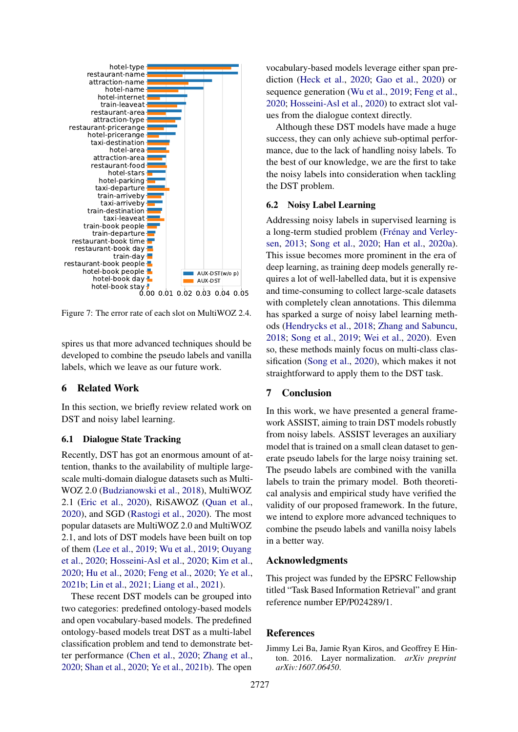Figure 7: The error rate of each slot on MultiWOZ 2.4.

spires us that more advanced techniques should be developed to combine the pseudo labels and vanilla labels, which we leave as our future work.

## 6 Related Work

In this section, we briefly review related work on DST and noisy label learning.

### 6.1 Dialogue State Tracking

Recently, DST has got an enormous amount of attention, thanks to the availability of multiple large-scale multi-domain dialogue datasets such as MultiWOZ 2.0 (Budzianowski et al., 2018), MultiWOZ 2.1 (Eric et al., 2020), RiSAWOZ (Quan et al., 2020), and SGD (Rastogi et al., 2020). The most popular datasets are MultiWOZ 2.0 and MultiWOZ 2.1, and lots of DST models have been built on top of them (Lee et al., 2019; Wu et al., 2019; Ouyang et al., 2020; Hosseini-Asl et al., 2020; Kim et al., 2020; Hu et al., 2020; Feng et al., 2020; Ye et al., 2021b; Lin et al., 2021; Liang et al., 2021).

These recent DST models can be grouped into two categories: predefined ontology-based models and open vocabulary-based models. The predefined ontology-based models treat DST as a multi-label classification problem and tend to demonstrate better performance (Chen et al., 2020; Zhang et al., 2020; Shan et al., 2020; Ye et al., 2021b). The open vocabulary-based models leverage either span prediction (Heck et al., 2020; Gao et al., 2020) or sequence generation (Wu et al., 2019; Feng et al., 2020; Hosseini-Asl et al., 2020) to extract slot values from the dialogue context directly.

Although these DST models have made a huge success, they can only achieve sub-optimal performance, due to the lack of handling noisy labels. To the best of our knowledge, we are the first to take the noisy labels into consideration when tackling the DST problem.

### 6.2 Noisy Label Learning

Addressing noisy labels in supervised learning is a long-term studied problem (Frénay and Verleysen, 2013; Song et al., 2020; Han et al., 2020a). This issue becomes more prominent in the era of deep learning, as training deep models generally requires a lot of well-labelled data, but it is expensive and time-consuming to collect large-scale datasets with completely clean annotations. This dilemma has sparked a surge of noisy label learning methods (Hendrycks et al., 2018; Zhang and Sabuncu, 2018; Song et al., 2019; Wei et al., 2020). Even so, these methods mainly focus on multi-class classification (Song et al., 2020), which makes it not straightforward to apply them to the DST task.

## 7 Conclusion

In this work, we have presented a general framework ASSIST, aiming to train DST models robustly from noisy labels. ASSIST leverages an auxiliary model that is trained on a small clean dataset to generate pseudo labels for the large noisy training set. The pseudo labels are combined with the vanilla labels to train the primary model. Both theoretical analysis and empirical study have verified the validity of our proposed framework. In the future, we intend to explore more advanced techniques to combine the pseudo labels and vanilla noisy labels in a better way.

## Acknowledgments

This project was funded by the EPSRC Fellowship titled "Task Based Information Retrieval" and grant reference number EP/P024289/1.

## References

Jimmy Lei Ba, Jamie Ryan Kiros, and Geoffrey E Hinton. 2016. Layer normalization. *arXiv preprint arXiv:1607.06450*.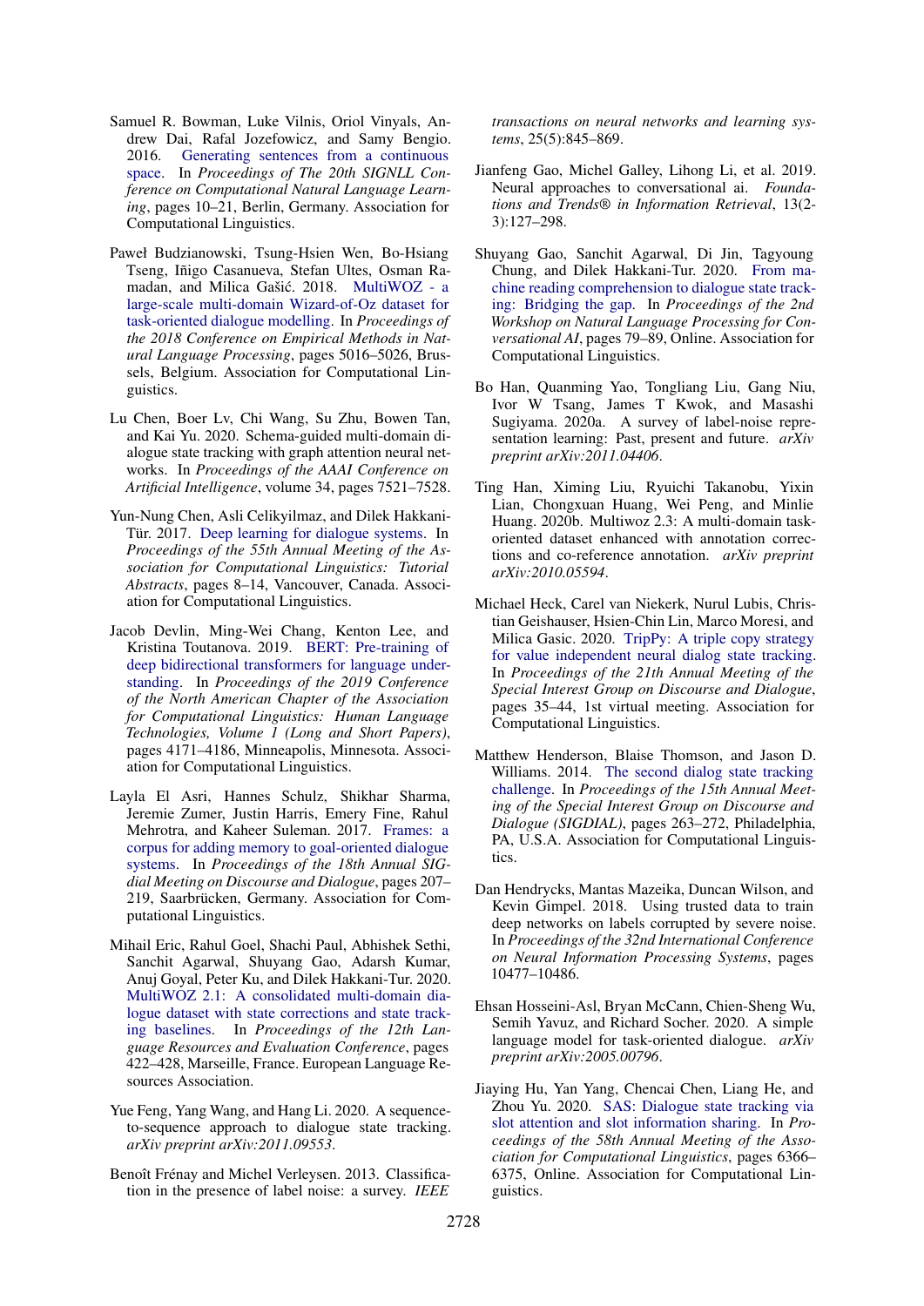Samuel R. Bowman, Luke Vilnis, Oriol Vinyals, Andrew Dai, Rafal Jozefowicz, and Samy Bengio. 2016. Generating sentences from a continuous space. In *Proceedings of The 20th SIGNLL Conference on Computational Natural Language Learning*, pages 10–21, Berlin, Germany. Association for Computational Linguistics.

Paweł Budzianowski, Tsung-Hsien Wen, Bo-Hsiang Tseng, Iñigo Casanueva, Stefan Ultes, Osman Ramadan, and Milica Gašić. 2018. MultiWOZ - a large-scale multi-domain Wizard-of-Oz dataset for task-oriented dialogue modelling. In *Proceedings of the 2018 Conference on Empirical Methods in Natural Language Processing*, pages 5016–5026, Brussels, Belgium. Association for Computational Linguistics.

Lu Chen, Boer Lv, Chi Wang, Su Zhu, Bowen Tan, and Kai Yu. 2020. Schema-guided multi-domain dialogue state tracking with graph attention neural networks. In *Proceedings of the AAAI Conference on Artificial Intelligence*, volume 34, pages 7521–7528.

Yun-Nung Chen, Asli Celikyilmaz, and Dilek Hakkani-Tür. 2017. Deep learning for dialogue systems. In *Proceedings of the 55th Annual Meeting of the Association for Computational Linguistics: Tutorial Abstracts*, pages 8–14, Vancouver, Canada. Association for Computational Linguistics.

Jacob Devlin, Ming-Wei Chang, Kenton Lee, and Kristina Toutanova. 2019. BERT: Pre-training of deep bidirectional transformers for language understanding. In *Proceedings of the 2019 Conference of the North American Chapter of the Association for Computational Linguistics: Human Language Technologies, Volume 1 (Long and Short Papers)*, pages 4171–4186, Minneapolis, Minnesota. Association for Computational Linguistics.

Layla El Asri, Hannes Schulz, Shikhar Sharma, Jeremie Zumer, Justin Harris, Emery Fine, Rahul Mehrotra, and Kaheer Suleman. 2017. Frames: a corpus for adding memory to goal-oriented dialogue systems. In *Proceedings of the 18th Annual SIGdial Meeting on Discourse and Dialogue*, pages 207–219, Saarbrücken, Germany. Association for Computational Linguistics.

Mihail Eric, Rahul Goel, Shachi Paul, Abhishek Sethi, Sanchit Agarwal, Shuyang Gao, Adarsh Kumar, Anuj Goyal, Peter Ku, and Dilek Hakkani-Tur. 2020. MultiWOZ 2.1: A consolidated multi-domain dialogue dataset with state corrections and state tracking baselines. In *Proceedings of the 12th Language Resources and Evaluation Conference*, pages 422–428, Marseille, France. European Language Resources Association.

Yue Feng, Yang Wang, and Hang Li. 2020. A sequence-to-sequence approach to dialogue state tracking. *arXiv preprint arXiv:2011.09553*.

Benoît Frénay and Michel Verleysen. 2013. Classification in the presence of label noise: a survey. *IEEE transactions on neural networks and learning systems*, 25(5):845–869.

Jianfeng Gao, Michel Galley, Lihong Li, et al. 2019. Neural approaches to conversational ai. *Foundations and Trends® in Information Retrieval*, 13(2-3):127–298.

Shuyang Gao, Sanchit Agarwal, Di Jin, Tagyoung Chung, and Dilek Hakkani-Tur. 2020. From machine reading comprehension to dialogue state tracking: Bridging the gap. In *Proceedings of the 2nd Workshop on Natural Language Processing for Conversational AI*, pages 79–89, Online. Association for Computational Linguistics.

Bo Han, Quanming Yao, Tongliang Liu, Gang Niu, Ivor W Tsang, James T Kwok, and Masashi Sugiyama. 2020a. A survey of label-noise representation learning: Past, present and future. *arXiv preprint arXiv:2011.04406*.

Ting Han, Ximing Liu, Ryuichi Takanobu, Yixin Lian, Chongxuan Huang, Wei Peng, and Minlie Huang. 2020b. Multiwoz 2.3: A multi-domain task-oriented dataset enhanced with annotation corrections and co-reference annotation. *arXiv preprint arXiv:2010.05594*.

Michael Heck, Carel van Niekerk, Nurul Lubis, Christian Geishauser, Hsien-Chin Lin, Marco Moresi, and Milica Gasic. 2020. TripPy: A triple copy strategy for value independent neural dialog state tracking. In *Proceedings of the 21th Annual Meeting of the Special Interest Group on Discourse and Dialogue*, pages 35–44, 1st virtual meeting. Association for Computational Linguistics.

Matthew Henderson, Blaise Thomson, and Jason D. Williams. 2014. The second dialog state tracking challenge. In *Proceedings of the 15th Annual Meeting of the Special Interest Group on Discourse and Dialogue (SIGDIAL)*, pages 263–272, Philadelphia, PA, U.S.A. Association for Computational Linguistics.

Dan Hendrycks, Mantas Mazeika, Duncan Wilson, and Kevin Gimpel. 2018. Using trusted data to train deep networks on labels corrupted by severe noise. In *Proceedings of the 32nd International Conference on Neural Information Processing Systems*, pages 10477–10486.

Ehsan Hosseini-Asl, Bryan McCann, Chien-Sheng Wu, Semih Yavuz, and Richard Socher. 2020. A simple language model for task-oriented dialogue. *arXiv preprint arXiv:2005.00796*.

Jiaying Hu, Yan Yang, Chencai Chen, Liang He, and Zhou Yu. 2020. SAS: Dialogue state tracking via slot attention and slot information sharing. In *Proceedings of the 58th Annual Meeting of the Association for Computational Linguistics*, pages 6366–6375, Online. Association for Computational Linguistics.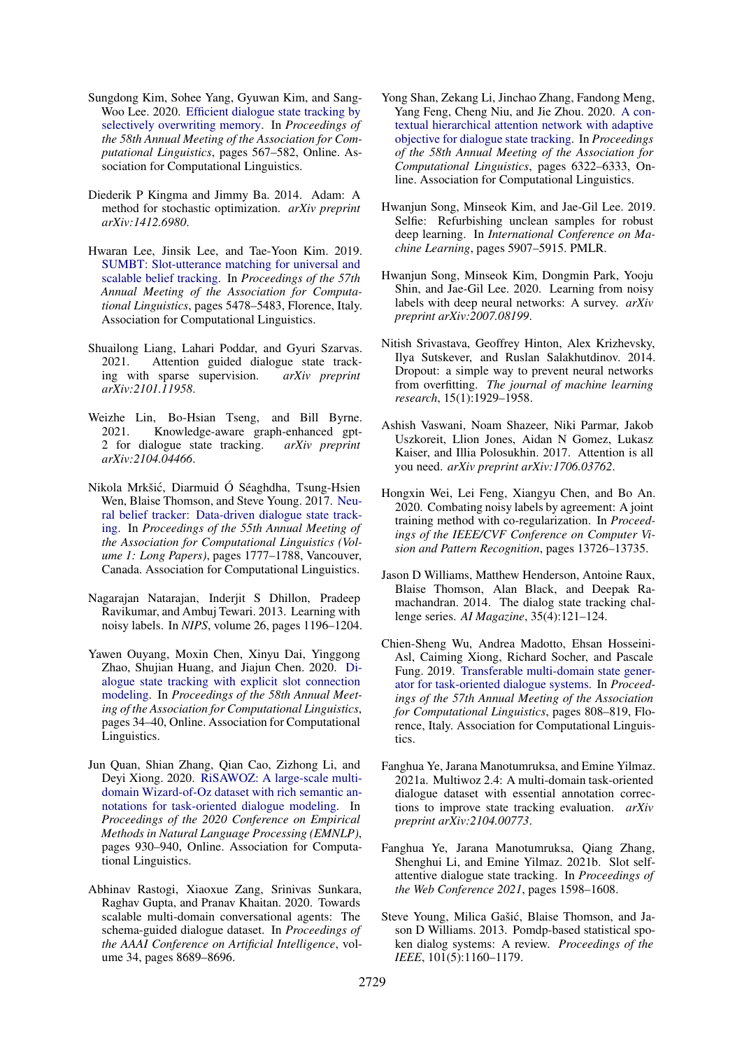Sungdong Kim, Sohee Yang, Gyuwan Kim, and Sang-Woo Lee. 2020. Efficient dialogue state tracking by selectively overwriting memory. In *Proceedings of the 58th Annual Meeting of the Association for Computational Linguistics*, pages 567–582, Online. Association for Computational Linguistics.

Diederik P Kingma and Jimmy Ba. 2014. Adam: A method for stochastic optimization. *arXiv preprint arXiv:1412.6980*.

Hwaran Lee, Jinsik Lee, and Tae-Yoon Kim. 2019. SUMBT: Slot-utterance matching for universal and scalable belief tracking. In *Proceedings of the 57th Annual Meeting of the Association for Computational Linguistics*, pages 5478–5483, Florence, Italy. Association for Computational Linguistics.

Shuailong Liang, Lahari Poddar, and Gyuri Szarvas. 2021. Attention guided dialogue state tracking with sparse supervision. *arXiv preprint arXiv:2101.11958*.

Weizhe Lin, Bo-Hsian Tseng, and Bill Byrne. 2021. Knowledge-aware graph-enhanced gpt-2 for dialogue state tracking. *arXiv preprint arXiv:2104.04466*.

Nikola Mrkšić, Diarmuid Ó Séaghdha, Tsung-Hsien Wen, Blaise Thomson, and Steve Young. 2017. Neural belief tracker: Data-driven dialogue state tracking. In *Proceedings of the 55th Annual Meeting of the Association for Computational Linguistics (Volume 1: Long Papers)*, pages 1777–1788, Vancouver, Canada. Association for Computational Linguistics.

Nagarajan Natarajan, Inderjit S Dhillon, Pradeep Ravikumar, and Ambuj Tewari. 2013. Learning with noisy labels. In *NIPS*, volume 26, pages 1196–1204.

Yawen Ouyang, Moxin Chen, Xinyu Dai, Yinggong Zhao, Shujian Huang, and Jiajun Chen. 2020. Dialogue state tracking with explicit slot connection modeling. In *Proceedings of the 58th Annual Meeting of the Association for Computational Linguistics*, pages 34–40, Online. Association for Computational Linguistics.

Jun Quan, Shian Zhang, Qian Cao, Zizhong Li, and Deyi Xiong. 2020. RiSAWOZ: A large-scale multi-domain Wizard-of-Oz dataset with rich semantic annotations for task-oriented dialogue modeling. In *Proceedings of the 2020 Conference on Empirical Methods in Natural Language Processing (EMNLP)*, pages 930–940, Online. Association for Computational Linguistics.

Abhinav Rastogi, Xiaoxue Zang, Srinivas Sunkara, Raghav Gupta, and Pranav Khaitan. 2020. Towards scalable multi-domain conversational agents: The schema-guided dialogue dataset. In *Proceedings of the AAAI Conference on Artificial Intelligence*, volume 34, pages 8689–8696.

Yong Shan, Zekang Li, Jinchao Zhang, Fandong Meng, Yang Feng, Cheng Niu, and Jie Zhou. 2020. A contextual hierarchical attention network with adaptive objective for dialogue state tracking. In *Proceedings of the 58th Annual Meeting of the Association for Computational Linguistics*, pages 6322–6333, Online. Association for Computational Linguistics.

Hwanjun Song, Minseok Kim, and Jae-Gil Lee. 2019. Selfie: Refurbishing unclean samples for robust deep learning. In *International Conference on Machine Learning*, pages 5907–5915. PMLR.

Hwanjun Song, Minseok Kim, Dongmin Park, Yooju Shin, and Jae-Gil Lee. 2020. Learning from noisy labels with deep neural networks: A survey. *arXiv preprint arXiv:2007.08199*.

Nitish Srivastava, Geoffrey Hinton, Alex Krizhevsky, Ilya Sutskever, and Ruslan Salakhutdinov. 2014. Dropout: a simple way to prevent neural networks from overfitting. *The journal of machine learning research*, 15(1):1929–1958.

Ashish Vaswani, Noam Shazeer, Niki Parmar, Jakob Uszkoreit, Llion Jones, Aidan N Gomez, Lukasz Kaiser, and Illia Polosukhin. 2017. Attention is all you need. *arXiv preprint arXiv:1706.03762*.

Hongxin Wei, Lei Feng, Xiangyu Chen, and Bo An. 2020. Combating noisy labels by agreement: A joint training method with co-regularization. In *Proceedings of the IEEE/CVF Conference on Computer Vision and Pattern Recognition*, pages 13726–13735.

Jason D Williams, Matthew Henderson, Antoine Raux, Blaise Thomson, Alan Black, and Deepak Ramachandran. 2014. The dialog state tracking challenge series. *AI Magazine*, 35(4):121–124.

Chien-Sheng Wu, Andrea Madotto, Ehsan Hosseini-Asl, Caiming Xiong, Richard Socher, and Pascale Fung. 2019. Transferable multi-domain state generator for task-oriented dialogue systems. In *Proceedings of the 57th Annual Meeting of the Association for Computational Linguistics*, pages 808–819, Florence, Italy. Association for Computational Linguistics.

Fanghua Ye, Jarana Manotumruksa, and Emine Yilmaz. 2021a. Multiwoz 2.4: A multi-domain task-oriented dialogue dataset with essential annotation corrections to improve state tracking evaluation. *arXiv preprint arXiv:2104.00773*.

Fanghua Ye, Jarana Manotumruksa, Qiang Zhang, Shenghui Li, and Emine Yilmaz. 2021b. Slot self-attentive dialogue state tracking. In *Proceedings of the Web Conference 2021*, pages 1598–1608.

Steve Young, Milica Gašić, Blaise Thomson, and Jason D Williams. 2013. Pomdp-based statistical spoken dialog systems: A review. *Proceedings of the IEEE*, 101(5):1160–1179.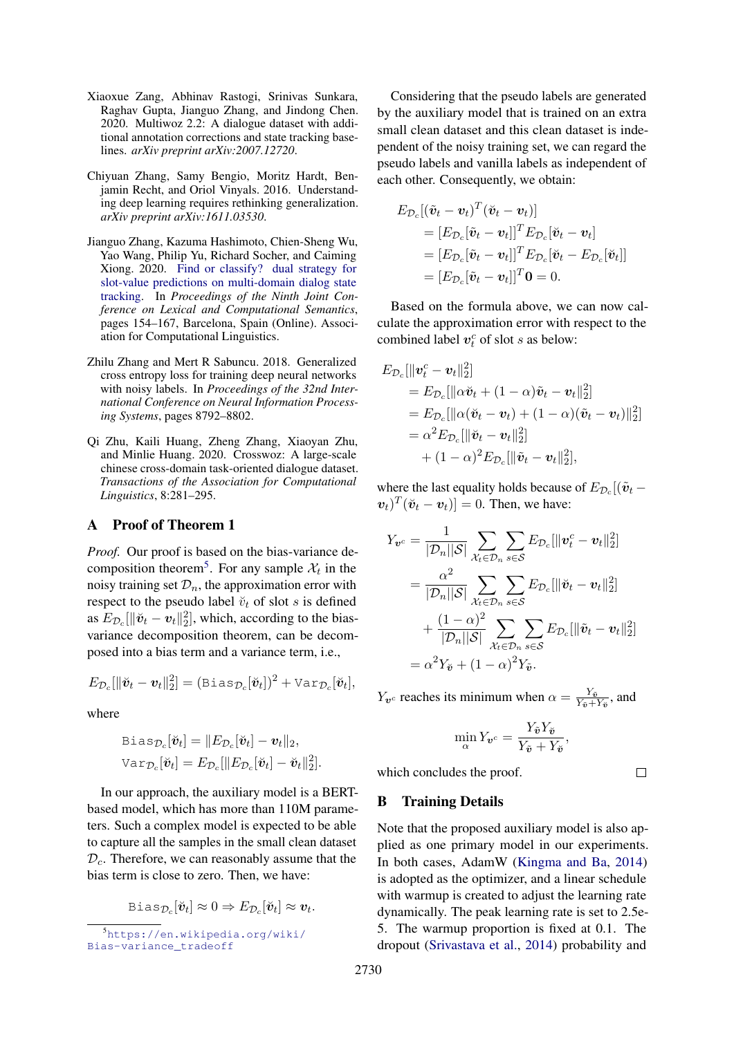Xiaoxue Zang, Abhinav Rastogi, Srinivas Sunkara, Raghav Gupta, Jianguo Zhang, and Jindong Chen. 2020. Multiwoz 2.2: A dialogue dataset with additional annotation corrections and state tracking baselines. *arXiv preprint arXiv:2007.12720*.

Chiyuan Zhang, Samy Bengio, Moritz Hardt, Benjamin Recht, and Oriol Vinyals. 2016. Understanding deep learning requires rethinking generalization. *arXiv preprint arXiv:1611.03530*.

Jianguo Zhang, Kazuma Hashimoto, Chien-Sheng Wu, Yao Wang, Philip Yu, Richard Socher, and Caiming Xiong. 2020. Find or classify? dual strategy for slot-value predictions on multi-domain dialog state tracking. In *Proceedings of the Ninth Joint Conference on Lexical and Computational Semantics*, pages 154–167, Barcelona, Spain (Online). Association for Computational Linguistics.

Zhilu Zhang and Mert R Sabuncu. 2018. Generalized cross entropy loss for training deep neural networks with noisy labels. In *Proceedings of the 32nd International Conference on Neural Information Processing Systems*, pages 8792–8802.

Qi Zhu, Kaili Huang, Zheng Zhang, Xiaoyan Zhu, and Minlie Huang. 2020. Crosswoz: A large-scale chinese cross-domain task-oriented dialogue dataset. *Transactions of the Association for Computational Linguistics*, 8:281–295.

## A Proof of Theorem 1

*Proof.* Our proof is based on the bias-variance decomposition theorem[5]. For any sample $\mathcal{X}_t$ in the noisy training set $\mathcal{D}_n$, the approximation error with respect to the pseudo label $\breve{v}_t$ of slot $s$ is defined as $E_{\mathcal{D}_c}[\|\breve{\boldsymbol{v}}_t - \boldsymbol{v}_t\|_2^2]$, which, according to the bias-variance decomposition theorem, can be decomposed into a bias term and a variance term, i.e.,

$$E_{\mathcal{D}_c}[\|\breve{\boldsymbol{v}}_t - \boldsymbol{v}_t\|_2^2] = (\texttt{Bias}_{\mathcal{D}_c}[\breve{\boldsymbol{v}}_t])^2 + \texttt{Var}_{\mathcal{D}_c}[\breve{\boldsymbol{v}}_t],$$

where

$$\begin{aligned}\texttt{Bias}_{\mathcal{D}_c}[\breve{\boldsymbol{v}}_t] &= \|E_{\mathcal{D}_c}[\breve{\boldsymbol{v}}_t] - \boldsymbol{v}_t\|_2,\\ \texttt{Var}_{\mathcal{D}_c}[\breve{\boldsymbol{v}}_t] &= E_{\mathcal{D}_c}[\|E_{\mathcal{D}_c}[\breve{\boldsymbol{v}}_t] - \breve{\boldsymbol{v}}_t\|_2^2].\end{aligned}$$

In our approach, the auxiliary model is a BERT-based model, which has more than 110M parameters. Such a complex model is expected to be able to capture all the samples in the small clean dataset $\mathcal{D}_c$. Therefore, we can reasonably assume that the bias term is close to zero. Then, we have:

$$\texttt{Bias}_{\mathcal{D}_c}[\breve{\boldsymbol{v}}_t] \approx 0 \Rightarrow E_{\mathcal{D}_c}[\breve{\boldsymbol{v}}_t] \approx \boldsymbol{v}_t.$$

[5] https://en.wikipedia.org/wiki/Bias-variance_tradeoff

Considering that the pseudo labels are generated by the auxiliary model that is trained on an extra small clean dataset and this clean dataset is independent of the noisy training set, we can regard the pseudo labels and vanilla labels as independent of each other. Consequently, we obtain:

$$\begin{aligned}&E_{\mathcal{D}_c}[(\tilde{\boldsymbol{v}}_t - \boldsymbol{v}_t)^T(\breve{\boldsymbol{v}}_t - \boldsymbol{v}_t)]\\ &= [E_{\mathcal{D}_c}[\tilde{\boldsymbol{v}}_t - \boldsymbol{v}_t]]^T E_{\mathcal{D}_c}[\breve{\boldsymbol{v}}_t - \boldsymbol{v}_t]\\ &= [E_{\mathcal{D}_c}[\tilde{\boldsymbol{v}}_t - \boldsymbol{v}_t]]^T E_{\mathcal{D}_c}[\breve{\boldsymbol{v}}_t - E_{\mathcal{D}_c}[\breve{\boldsymbol{v}}_t]]\\ &= [E_{\mathcal{D}_c}[\tilde{\boldsymbol{v}}_t - \boldsymbol{v}_t]]^T \mathbf{0} = 0.\end{aligned}$$

Based on the formula above, we can now calculate the approximation error with respect to the combined label $\boldsymbol{v}_t^c$ of slot $s$ as below:

$$\begin{aligned}&E_{\mathcal{D}_c}[\|\boldsymbol{v}_t^c - \boldsymbol{v}_t\|_2^2]\\ &= E_{\mathcal{D}_c}[\|\alpha\breve{\boldsymbol{v}}_t + (1-\alpha)\tilde{\boldsymbol{v}}_t - \boldsymbol{v}_t\|_2^2]\\ &= E_{\mathcal{D}_c}[\|\alpha(\breve{\boldsymbol{v}}_t - \boldsymbol{v}_t) + (1-\alpha)(\tilde{\boldsymbol{v}}_t - \boldsymbol{v}_t)\|_2^2]\\ &= \alpha^2 E_{\mathcal{D}_c}[\|\breve{\boldsymbol{v}}_t - \boldsymbol{v}_t\|_2^2]\\ &\quad + (1-\alpha)^2 E_{\mathcal{D}_c}[\|\tilde{\boldsymbol{v}}_t - \boldsymbol{v}_t\|_2^2],\end{aligned}$$

where the last equality holds because of $E_{\mathcal{D}_c}[(\tilde{\boldsymbol{v}}_t - \boldsymbol{v}_t)^T(\breve{\boldsymbol{v}}_t - \boldsymbol{v}_t)] = 0$. Then, we have:

$$\begin{aligned}Y_{\boldsymbol{v}^c} &= \frac{1}{|\mathcal{D}_n||\mathcal{S}|}\sum_{\mathcal{X}_t\in\mathcal{D}_n}\sum_{s\in\mathcal{S}} E_{\mathcal{D}_c}[\|\boldsymbol{v}_t^c - \boldsymbol{v}_t\|_2^2]\\ &= \frac{\alpha^2}{|\mathcal{D}_n||\mathcal{S}|}\sum_{\mathcal{X}_t\in\mathcal{D}_n}\sum_{s\in\mathcal{S}} E_{\mathcal{D}_c}[\|\breve{\boldsymbol{v}}_t - \boldsymbol{v}_t\|_2^2]\\ &\quad + \frac{(1-\alpha)^2}{|\mathcal{D}_n||\mathcal{S}|}\sum_{\mathcal{X}_t\in\mathcal{D}_n}\sum_{s\in\mathcal{S}} E_{\mathcal{D}_c}[\|\tilde{\boldsymbol{v}}_t - \boldsymbol{v}_t\|_2^2]\\ &= \alpha^2 Y_{\breve{\boldsymbol{v}}} + (1-\alpha)^2 Y_{\tilde{\boldsymbol{v}}}.\end{aligned}$$

$Y_{\boldsymbol{v}^c}$ reaches its minimum when $\alpha = \frac{Y_{\tilde{\boldsymbol{v}}}}{Y_{\tilde{\boldsymbol{v}}} + Y_{\breve{\boldsymbol{v}}}}$, and

$$\min_{\alpha} Y_{\boldsymbol{v}^c} = \frac{Y_{\tilde{\boldsymbol{v}}} Y_{\breve{\boldsymbol{v}}}}{Y_{\tilde{\boldsymbol{v}}} + Y_{\breve{\boldsymbol{v}}}},$$

which concludes the proof. □

## B Training Details

Note that the proposed auxiliary model is also applied as one primary model in our experiments. In both cases, AdamW (Kingma and Ba, 2014) is adopted as the optimizer, and a linear schedule with warmup is created to adjust the learning rate dynamically. The peak learning rate is set to 2.5e-5. The warmup proportion is fixed at 0.1. The dropout (Srivastava et al., 2014) probability and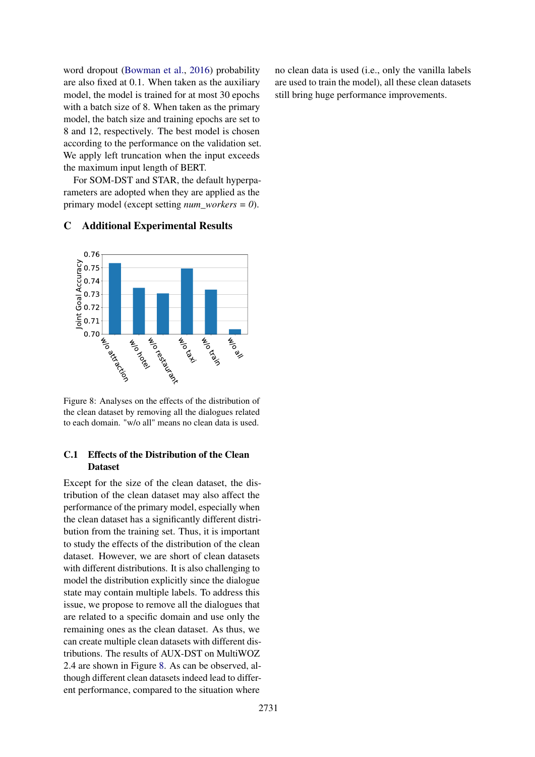word dropout (Bowman et al., 2016) probability are also fixed at 0.1. When taken as the auxiliary model, the model is trained for at most 30 epochs with a batch size of 8. When taken as the primary model, the batch size and training epochs are set to 8 and 12, respectively. The best model is chosen according to the performance on the validation set. We apply left truncation when the input exceeds the maximum input length of BERT.

For SOM-DST and STAR, the default hyperparameters are adopted when they are applied as the primary model (except setting *num_workers = 0*).

# C Additional Experimental Results

Joint Goal Accuracy
0.76
0.75
0.74
0.73
0.72
0.71
0.70
w/o attraction
w/o hotel
w/o restaurant
w/o taxi
w/o train
w/o all

Figure 8: Analyses on the effects of the distribution of the clean dataset by removing all the dialogues related to each domain. "w/o all" means no clean data is used.

## C.1 Effects of the Distribution of the Clean Dataset

Except for the size of the clean dataset, the distribution of the clean dataset may also affect the performance of the primary model, especially when the clean dataset has a significantly different distribution from the training set. Thus, it is important to study the effects of the distribution of the clean dataset. However, we are short of clean datasets with different distributions. It is also challenging to model the distribution explicitly since the dialogue state may contain multiple labels. To address this issue, we propose to remove all the dialogues that are related to a specific domain and use only the remaining ones as the clean dataset. As thus, we can create multiple clean datasets with different distributions. The results of AUX-DST on MultiWOZ 2.4 are shown in Figure 8. As can be observed, although different clean datasets indeed lead to different performance, compared to the situation where no clean data is used (i.e., only the vanilla labels are used to train the model), all these clean datasets still bring huge performance improvements.